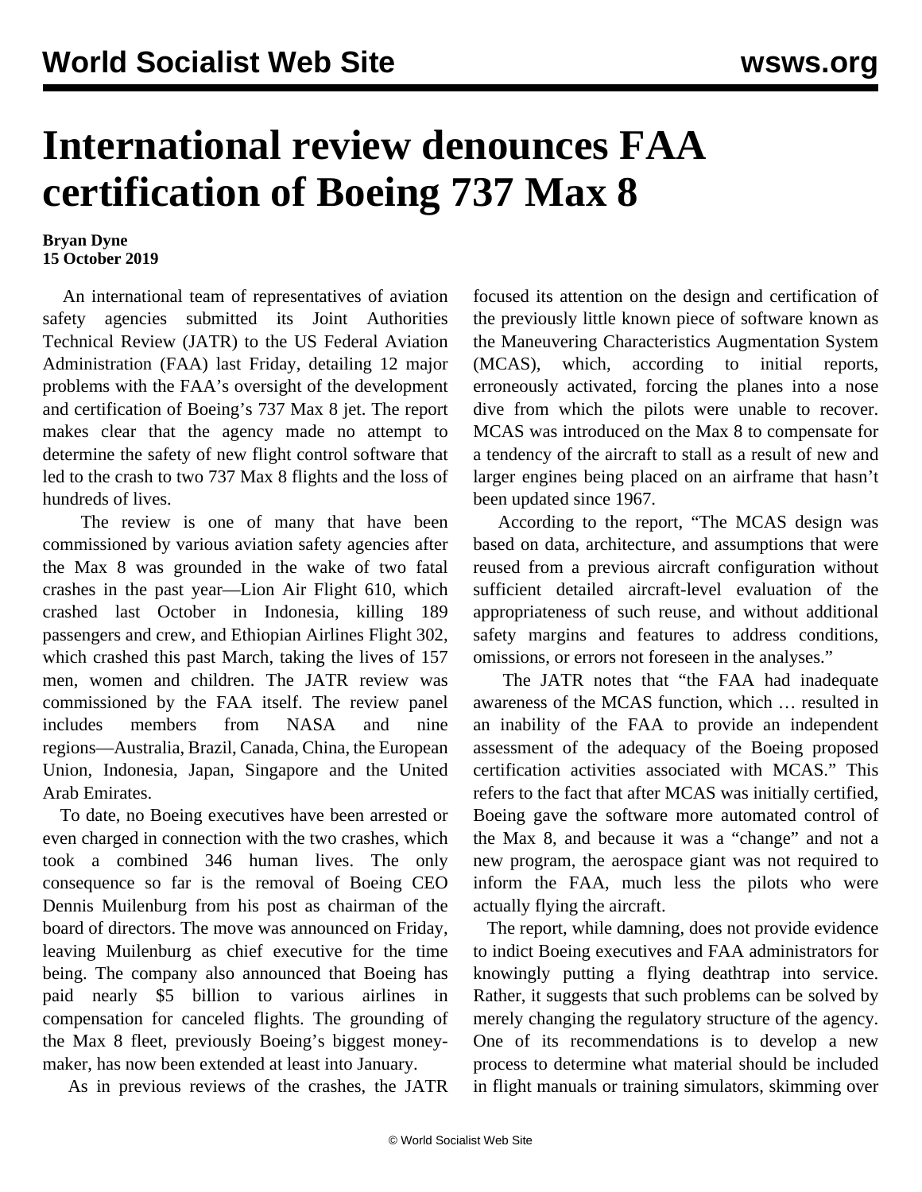# International review denounces FAA certification of Boeing 737 Max 8

**Bryan Dyne**
**15 October 2019**

An international team of representatives of aviation safety agencies submitted its Joint Authorities Technical Review (JATR) to the US Federal Aviation Administration (FAA) last Friday, detailing 12 major problems with the FAA's oversight of the development and certification of Boeing's 737 Max 8 jet. The report makes clear that the agency made no attempt to determine the safety of new flight control software that led to the crash to two 737 Max 8 flights and the loss of hundreds of lives.

The review is one of many that have been commissioned by various aviation safety agencies after the Max 8 was grounded in the wake of two fatal crashes in the past year—Lion Air Flight 610, which crashed last October in Indonesia, killing 189 passengers and crew, and Ethiopian Airlines Flight 302, which crashed this past March, taking the lives of 157 men, women and children. The JATR review was commissioned by the FAA itself. The review panel includes members from NASA and nine regions—Australia, Brazil, Canada, China, the European Union, Indonesia, Japan, Singapore and the United Arab Emirates.

To date, no Boeing executives have been arrested or even charged in connection with the two crashes, which took a combined 346 human lives. The only consequence so far is the removal of Boeing CEO Dennis Muilenburg from his post as chairman of the board of directors. The move was announced on Friday, leaving Muilenburg as chief executive for the time being. The company also announced that Boeing has paid nearly $5 billion to various airlines in compensation for canceled flights. The grounding of the Max 8 fleet, previously Boeing's biggest money-maker, has now been extended at least into January.

As in previous reviews of the crashes, the JATR focused its attention on the design and certification of the previously little known piece of software known as the Maneuvering Characteristics Augmentation System (MCAS), which, according to initial reports, erroneously activated, forcing the planes into a nose dive from which the pilots were unable to recover. MCAS was introduced on the Max 8 to compensate for a tendency of the aircraft to stall as a result of new and larger engines being placed on an airframe that hasn't been updated since 1967.

According to the report, "The MCAS design was based on data, architecture, and assumptions that were reused from a previous aircraft configuration without sufficient detailed aircraft-level evaluation of the appropriateness of such reuse, and without additional safety margins and features to address conditions, omissions, or errors not foreseen in the analyses."

The JATR notes that "the FAA had inadequate awareness of the MCAS function, which … resulted in an inability of the FAA to provide an independent assessment of the adequacy of the Boeing proposed certification activities associated with MCAS." This refers to the fact that after MCAS was initially certified, Boeing gave the software more automated control of the Max 8, and because it was a "change" and not a new program, the aerospace giant was not required to inform the FAA, much less the pilots who were actually flying the aircraft.

The report, while damning, does not provide evidence to indict Boeing executives and FAA administrators for knowingly putting a flying deathtrap into service. Rather, it suggests that such problems can be solved by merely changing the regulatory structure of the agency. One of its recommendations is to develop a new process to determine what material should be included in flight manuals or training simulators, skimming over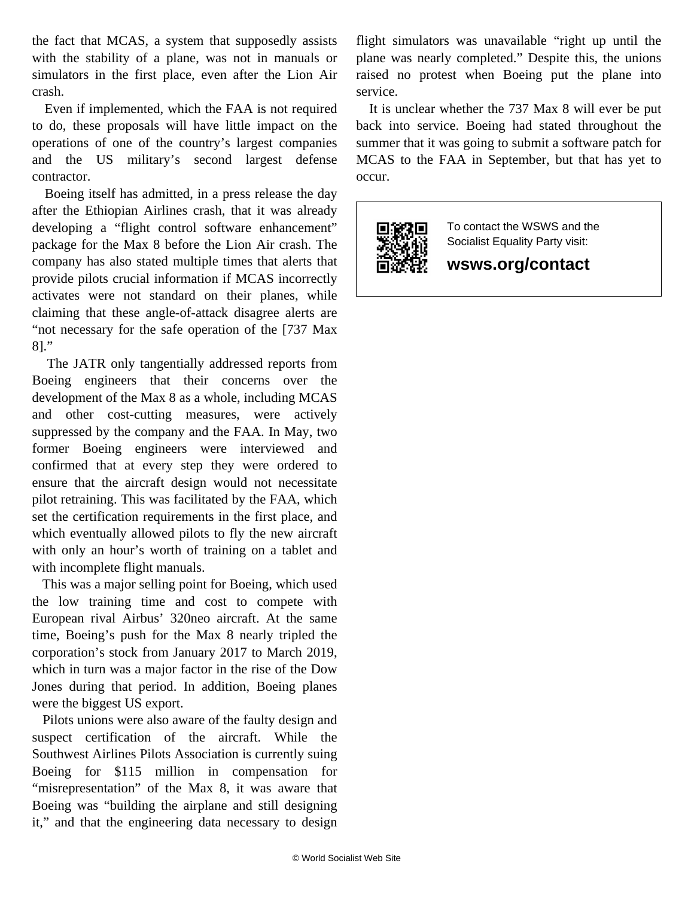the fact that MCAS, a system that supposedly assists with the stability of a plane, was not in manuals or simulators in the first place, even after the Lion Air crash.

Even if implemented, which the FAA is not required to do, these proposals will have little impact on the operations of one of the country's largest companies and the US military's second largest defense contractor.

Boeing itself has admitted, in a press release the day after the Ethiopian Airlines crash, that it was already developing a "flight control software enhancement" package for the Max 8 before the Lion Air crash. The company has also stated multiple times that alerts that provide pilots crucial information if MCAS incorrectly activates were not standard on their planes, while claiming that these angle-of-attack disagree alerts are "not necessary for the safe operation of the [737 Max 8]."

The JATR only tangentially addressed reports from Boeing engineers that their concerns over the development of the Max 8 as a whole, including MCAS and other cost-cutting measures, were actively suppressed by the company and the FAA. In May, two former Boeing engineers were interviewed and confirmed that at every step they were ordered to ensure that the aircraft design would not necessitate pilot retraining. This was facilitated by the FAA, which set the certification requirements in the first place, and which eventually allowed pilots to fly the new aircraft with only an hour's worth of training on a tablet and with incomplete flight manuals.

This was a major selling point for Boeing, which used the low training time and cost to compete with European rival Airbus' 320neo aircraft. At the same time, Boeing's push for the Max 8 nearly tripled the corporation's stock from January 2017 to March 2019, which in turn was a major factor in the rise of the Dow Jones during that period. In addition, Boeing planes were the biggest US export.

Pilots unions were also aware of the faulty design and suspect certification of the aircraft. While the Southwest Airlines Pilots Association is currently suing Boeing for $115 million in compensation for "misrepresentation" of the Max 8, it was aware that Boeing was "building the airplane and still designing it," and that the engineering data necessary to design flight simulators was unavailable "right up until the plane was nearly completed." Despite this, the unions raised no protest when Boeing put the plane into service.

It is unclear whether the 737 Max 8 will ever be put back into service. Boeing had stated throughout the summer that it was going to submit a software patch for MCAS to the FAA in September, but that has yet to occur.

To contact the WSWS and the Socialist Equality Party visit:

**wsws.org/contact**